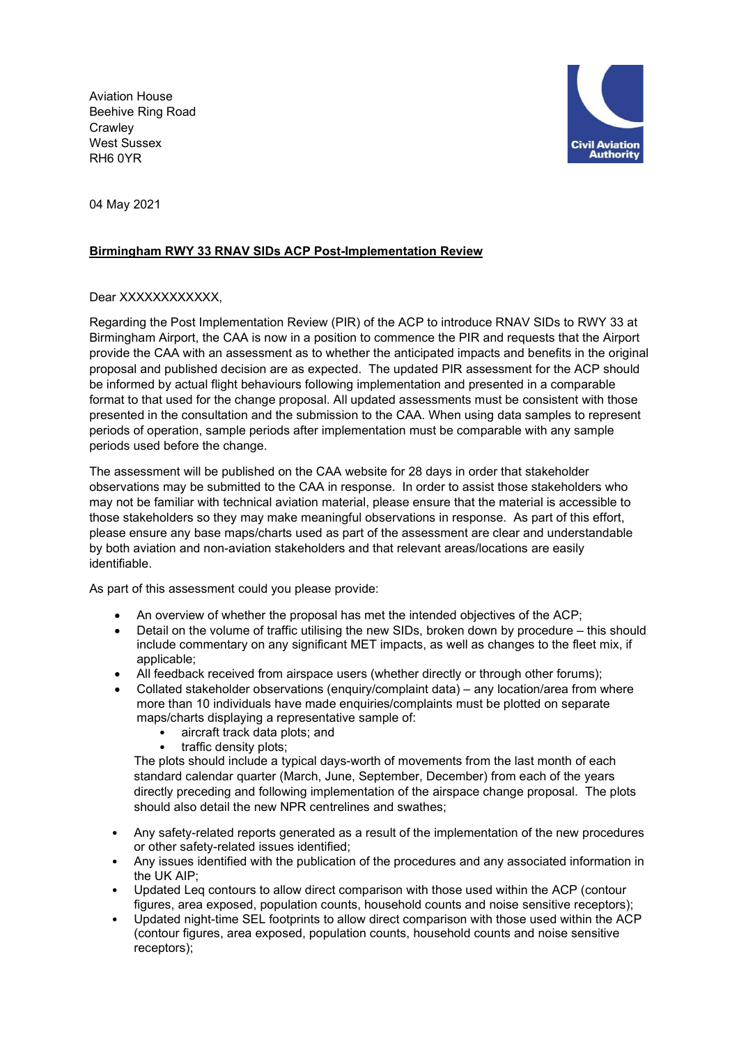Aviation House
Beehive Ring Road
Crawley
West Sussex
RH6 0YR

Civil Aviation Authority

04 May 2021

**Birmingham RWY 33 RNAV SIDs ACP Post-Implementation Review**

Dear XXXXXXXXXXX,

Regarding the Post Implementation Review (PIR) of the ACP to introduce RNAV SIDs to RWY 33 at Birmingham Airport, the CAA is now in a position to commence the PIR and requests that the Airport provide the CAA with an assessment as to whether the anticipated impacts and benefits in the original proposal and published decision are as expected. The updated PIR assessment for the ACP should be informed by actual flight behaviours following implementation and presented in a comparable format to that used for the change proposal. All updated assessments must be consistent with those presented in the consultation and the submission to the CAA. When using data samples to represent periods of operation, sample periods after implementation must be comparable with any sample periods used before the change.

The assessment will be published on the CAA website for 28 days in order that stakeholder observations may be submitted to the CAA in response. In order to assist those stakeholders who may not be familiar with technical aviation material, please ensure that the material is accessible to those stakeholders so they may make meaningful observations in response. As part of this effort, please ensure any base maps/charts used as part of the assessment are clear and understandable by both aviation and non-aviation stakeholders and that relevant areas/locations are easily identifiable.

As part of this assessment could you please provide:

- An overview of whether the proposal has met the intended objectives of the ACP;
- Detail on the volume of traffic utilising the new SIDs, broken down by procedure – this should include commentary on any significant MET impacts, as well as changes to the fleet mix, if applicable;
- All feedback received from airspace users (whether directly or through other forums);
- Collated stakeholder observations (enquiry/complaint data) – any location/area from where more than 10 individuals have made enquiries/complaints must be plotted on separate maps/charts displaying a representative sample of:
  - aircraft track data plots; and
  - traffic density plots;

  The plots should include a typical days-worth of movements from the last month of each standard calendar quarter (March, June, September, December) from each of the years directly preceding and following implementation of the airspace change proposal. The plots should also detail the new NPR centrelines and swathes;
- Any safety-related reports generated as a result of the implementation of the new procedures or other safety-related issues identified;
- Any issues identified with the publication of the procedures and any associated information in the UK AIP;
- Updated Leq contours to allow direct comparison with those used within the ACP (contour figures, area exposed, population counts, household counts and noise sensitive receptors);
- Updated night-time SEL footprints to allow direct comparison with those used within the ACP (contour figures, area exposed, population counts, household counts and noise sensitive receptors);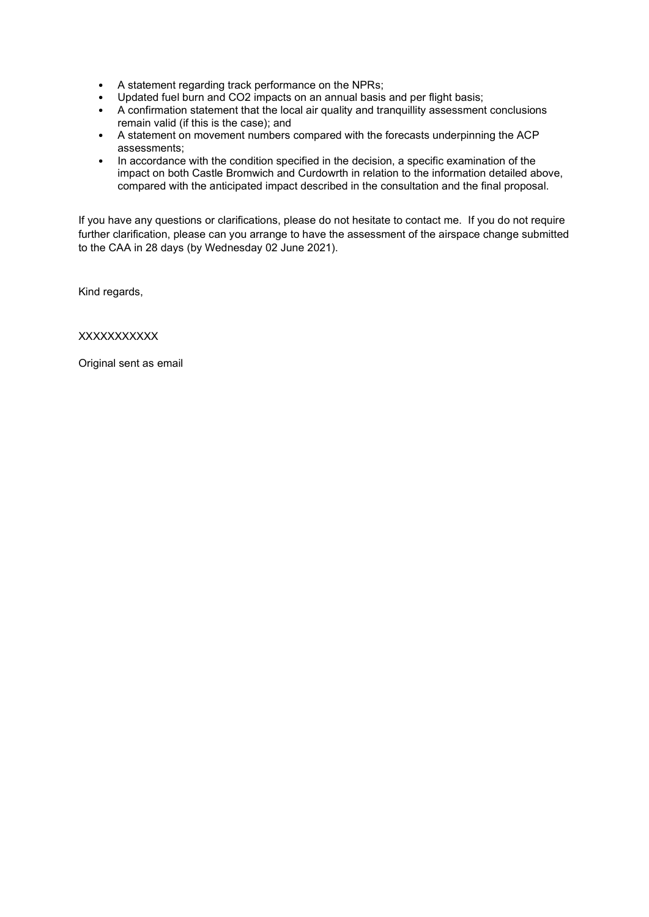- A statement regarding track performance on the NPRs;
- Updated fuel burn and $CO_2$ impacts on an annual basis and per flight basis;
- A confirmation statement that the local air quality and tranquillity assessment conclusions remain valid (if this is the case); and
- A statement on movement numbers compared with the forecasts underpinning the ACP assessments;
- In accordance with the condition specified in the decision, a specific examination of the impact on both Castle Bromwich and Curdowrth in relation to the information detailed above, compared with the anticipated impact described in the consultation and the final proposal.

If you have any questions or clarifications, please do not hesitate to contact me. If you do not require further clarification, please can you arrange to have the assessment of the airspace change submitted to the CAA in 28 days (by Wednesday 02 June 2021).

Kind regards,

XXXXXXXXXXX

Original sent as email